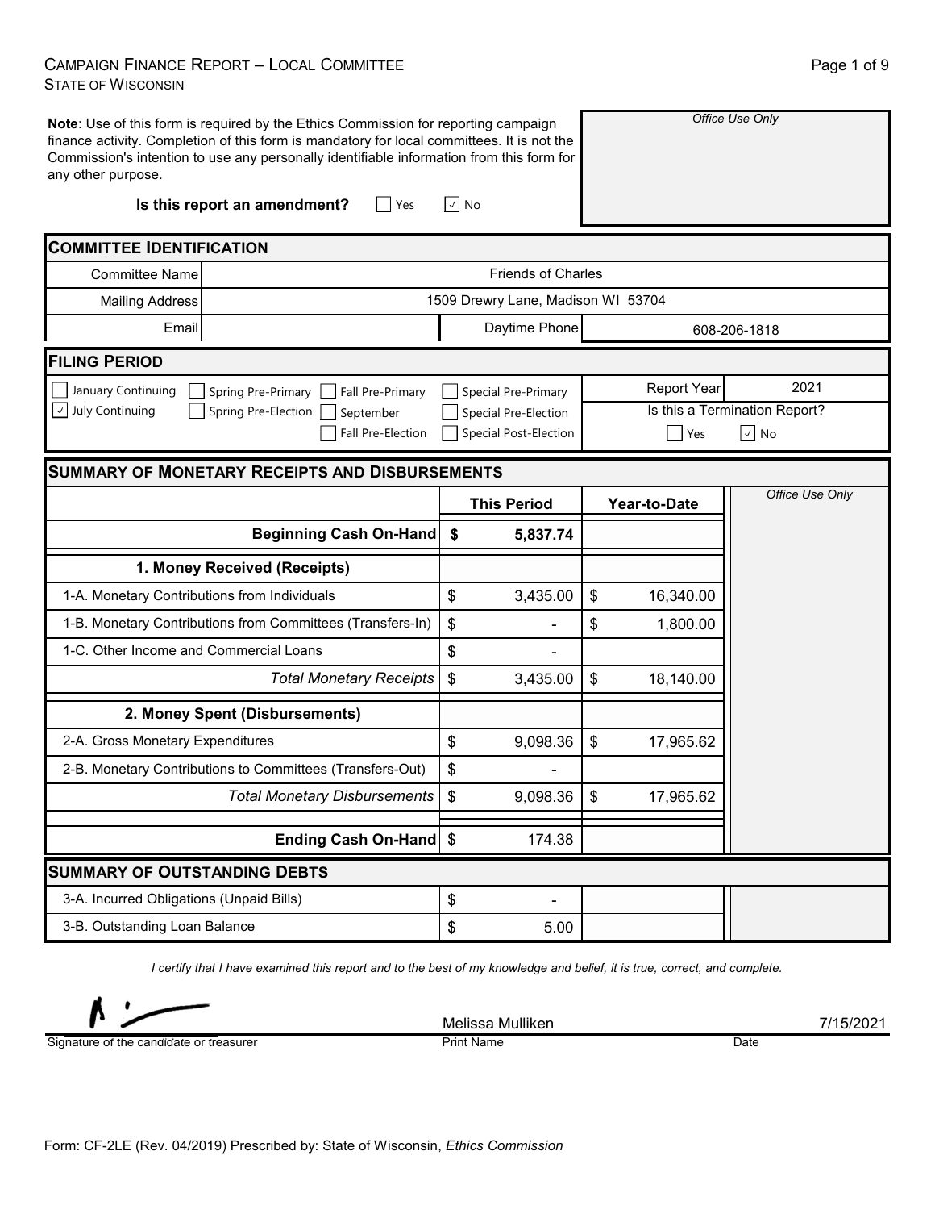# Campaign Finance Report – Local Committee
State of Wisconsin

**Note**: Use of this form is required by the Ethics Commission for reporting campaign finance activity. Completion of this form is mandatory for local committees. It is not the Commission's intention to use any personally identifiable information from this form for any other purpose.

*Office Use Only*

**Is this report an amendment?** ☐ Yes ☑ No

## Committee Identification

| | | | |
|---|---|---|---|
| Committee Name | Friends of Charles | | |
| Mailing Address | 1509 Drewry Lane, Madison WI 53704 | | |
| Email | | Daytime Phone | 608-206-1818 |

## Filing Period

☐ January Continuing ☐ Spring Pre-Primary ☐ Fall Pre-Primary ☐ Special Pre-Primary
☑ July Continuing ☐ Spring Pre-Election ☐ September ☐ Special Pre-Election
☐ Fall Pre-Election ☐ Special Post-Election

Report Year: 2021

Is this a Termination Report? ☐ Yes ☑ No

## Summary of Monetary Receipts and Disbursements

| | This Period | Year-to-Date |
|---|---|---|
| **Beginning Cash On-Hand** | **$ 5,837.74** | |
| **1. Money Received (Receipts)** | | |
| 1-A. Monetary Contributions from Individuals | $ 3,435.00 | $ 16,340.00 |
| 1-B. Monetary Contributions from Committees (Transfers-In) | $ - | $ 1,800.00 |
| 1-C. Other Income and Commercial Loans | $ - | |
| *Total Monetary Receipts* | $ 3,435.00 | $ 18,140.00 |
| **2. Money Spent (Disbursements)** | | |
| 2-A. Gross Monetary Expenditures | $ 9,098.36 | $ 17,965.62 |
| 2-B. Monetary Contributions to Committees (Transfers-Out) | $ - | |
| *Total Monetary Disbursements* | $ 9,098.36 | $ 17,965.62 |
| **Ending Cash On-Hand** | $ 174.38 | |

*Office Use Only*

## Summary of Outstanding Debts

| | | |
|---|---|---|
| 3-A. Incurred Obligations (Unpaid Bills) | $ - | |
| 3-B. Outstanding Loan Balance | $ 5.00 | |

*I certify that I have examined this report and to the best of my knowledge and belief, it is true, correct, and complete.*

| Signature of the candidate or treasurer | Print Name | Date |
|---|---|---|
| [signature] | Melissa Mulliken | 7/15/2021 |

Form: CF-2LE (Rev. 04/2019) Prescribed by: State of Wisconsin, *Ethics Commission*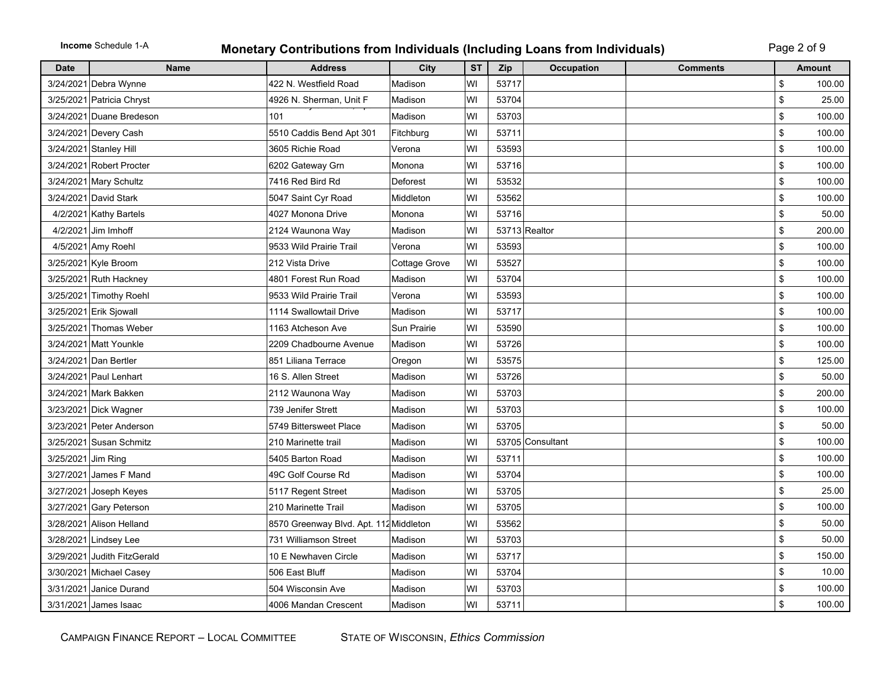**Income** Schedule 1-A

# Monetary Contributions from Individuals (Including Loans from Individuals)

| Date | Name | Address | City | ST | Zip | Occupation | Comments | Amount |
|---|---|---|---|---|---|---|---|---|
| 3/24/2021 | Debra Wynne | 422 N. Westfield Road | Madison | WI | 53717 | | | $ 100.00 |
| 3/25/2021 | Patricia Chryst | 4926 N. Sherman, Unit F | Madison | WI | 53704 | | | $ 25.00 |
| 3/24/2021 | Duane Bredeson | 101 | Madison | WI | 53703 | | | $ 100.00 |
| 3/24/2021 | Devery Cash | 5510 Caddis Bend Apt 301 | Fitchburg | WI | 53711 | | | $ 100.00 |
| 3/24/2021 | Stanley Hill | 3605 Richie Road | Verona | WI | 53593 | | | $ 100.00 |
| 3/24/2021 | Robert Procter | 6202 Gateway Grn | Monona | WI | 53716 | | | $ 100.00 |
| 3/24/2021 | Mary Schultz | 7416 Red Bird Rd | Deforest | WI | 53532 | | | $ 100.00 |
| 3/24/2021 | David Stark | 5047 Saint Cyr Road | Middleton | WI | 53562 | | | $ 100.00 |
| 4/2/2021 | Kathy Bartels | 4027 Monona Drive | Monona | WI | 53716 | | | $ 50.00 |
| 4/2/2021 | Jim Imhoff | 2124 Waunona Way | Madison | WI | 53713 | Realtor | | $ 200.00 |
| 4/5/2021 | Amy Roehl | 9533 Wild Prairie Trail | Verona | WI | 53593 | | | $ 100.00 |
| 3/25/2021 | Kyle Broom | 212 Vista Drive | Cottage Grove | WI | 53527 | | | $ 100.00 |
| 3/25/2021 | Ruth Hackney | 4801 Forest Run Road | Madison | WI | 53704 | | | $ 100.00 |
| 3/25/2021 | Timothy Roehl | 9533 Wild Prairie Trail | Verona | WI | 53593 | | | $ 100.00 |
| 3/25/2021 | Erik Sjowall | 1114 Swallowtail Drive | Madison | WI | 53717 | | | $ 100.00 |
| 3/25/2021 | Thomas Weber | 1163 Atcheson Ave | Sun Prairie | WI | 53590 | | | $ 100.00 |
| 3/24/2021 | Matt Younkle | 2209 Chadbourne Avenue | Madison | WI | 53726 | | | $ 100.00 |
| 3/24/2021 | Dan Bertler | 851 Liliana Terrace | Oregon | WI | 53575 | | | $ 125.00 |
| 3/24/2021 | Paul Lenhart | 16 S. Allen Street | Madison | WI | 53726 | | | $ 50.00 |
| 3/24/2021 | Mark Bakken | 2112 Waunona Way | Madison | WI | 53703 | | | $ 200.00 |
| 3/23/2021 | Dick Wagner | 739 Jenifer Strett | Madison | WI | 53703 | | | $ 100.00 |
| 3/23/2021 | Peter Anderson | 5749 Bittersweet Place | Madison | WI | 53705 | | | $ 50.00 |
| 3/25/2021 | Susan Schmitz | 210 Marinette trail | Madison | WI | 53705 | Consultant | | $ 100.00 |
| 3/25/2021 | Jim Ring | 5405 Barton Road | Madison | WI | 53711 | | | $ 100.00 |
| 3/27/2021 | James F Mand | 49C Golf Course Rd | Madison | WI | 53704 | | | $ 100.00 |
| 3/27/2021 | Joseph Keyes | 5117 Regent Street | Madison | WI | 53705 | | | $ 25.00 |
| 3/27/2021 | Gary Peterson | 210 Marinette Trail | Madison | WI | 53705 | | | $ 100.00 |
| 3/28/2021 | Alison Helland | 8570 Greenway Blvd. Apt. 112 | Middleton | WI | 53562 | | | $ 50.00 |
| 3/28/2021 | Lindsey Lee | 731 Williamson Street | Madison | WI | 53703 | | | $ 50.00 |
| 3/29/2021 | Judith FitzGerald | 10 E Newhaven Circle | Madison | WI | 53717 | | | $ 150.00 |
| 3/30/2021 | Michael Casey | 506 East Bluff | Madison | WI | 53704 | | | $ 10.00 |
| 3/31/2021 | Janice Durand | 504 Wisconsin Ave | Madison | WI | 53703 | | | $ 100.00 |
| 3/31/2021 | James Isaac | 4006 Mandan Crescent | Madison | WI | 53711 | | | $ 100.00 |

CAMPAIGN FINANCE REPORT – LOCAL COMMITTEE STATE OF WISCONSIN, *Ethics Commission*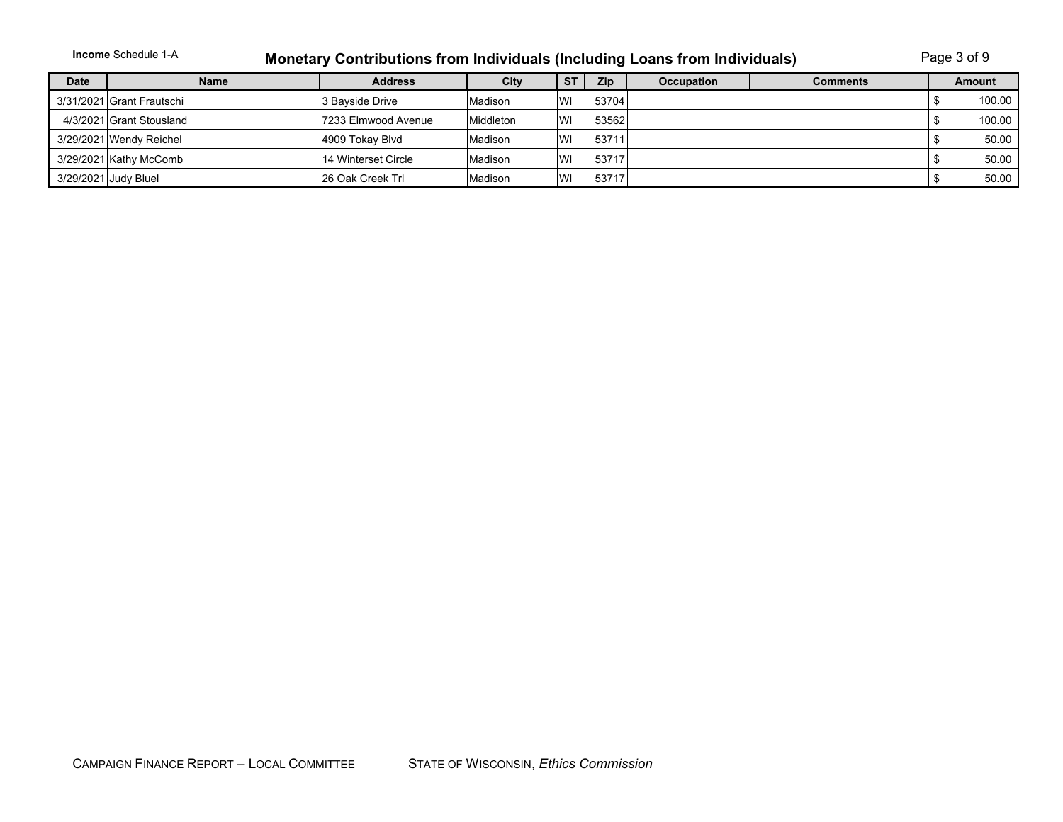**Income** Schedule 1-A

# Monetary Contributions from Individuals (Including Loans from Individuals)

| Date | Name | Address | City | ST | Zip | Occupation | Comments | Amount |
|---|---|---|---|---|---|---|---|---|
| 3/31/2021 | Grant Frautschi | 3 Bayside Drive | Madison | WI | 53704 | | | $ 100.00 |
| 4/3/2021 | Grant Stousland | 7233 Elmwood Avenue | Middleton | WI | 53562 | | | $ 100.00 |
| 3/29/2021 | Wendy Reichel | 4909 Tokay Blvd | Madison | WI | 53711 | | | $ 50.00 |
| 3/29/2021 | Kathy McComb | 14 Winterset Circle | Madison | WI | 53717 | | | $ 50.00 |
| 3/29/2021 | Judy Bluel | 26 Oak Creek Trl | Madison | WI | 53717 | | | $ 50.00 |

CAMPAIGN FINANCE REPORT – LOCAL COMMITTEE STATE OF WISCONSIN, *Ethics Commission*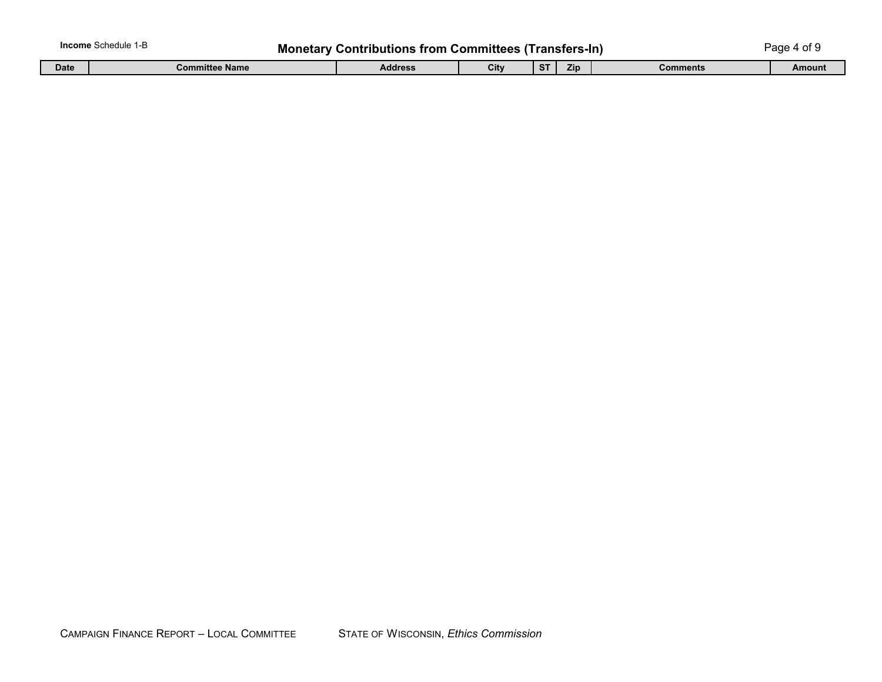**Income** Schedule 1-B

# Monetary Contributions from Committees (Transfers-In)

| Date | Committee Name | Address | City | ST | Zip | Comments | Amount |
|---|---|---|---|---|---|---|---|

CAMPAIGN FINANCE REPORT – LOCAL COMMITTEE    STATE OF WISCONSIN, *Ethics Commission*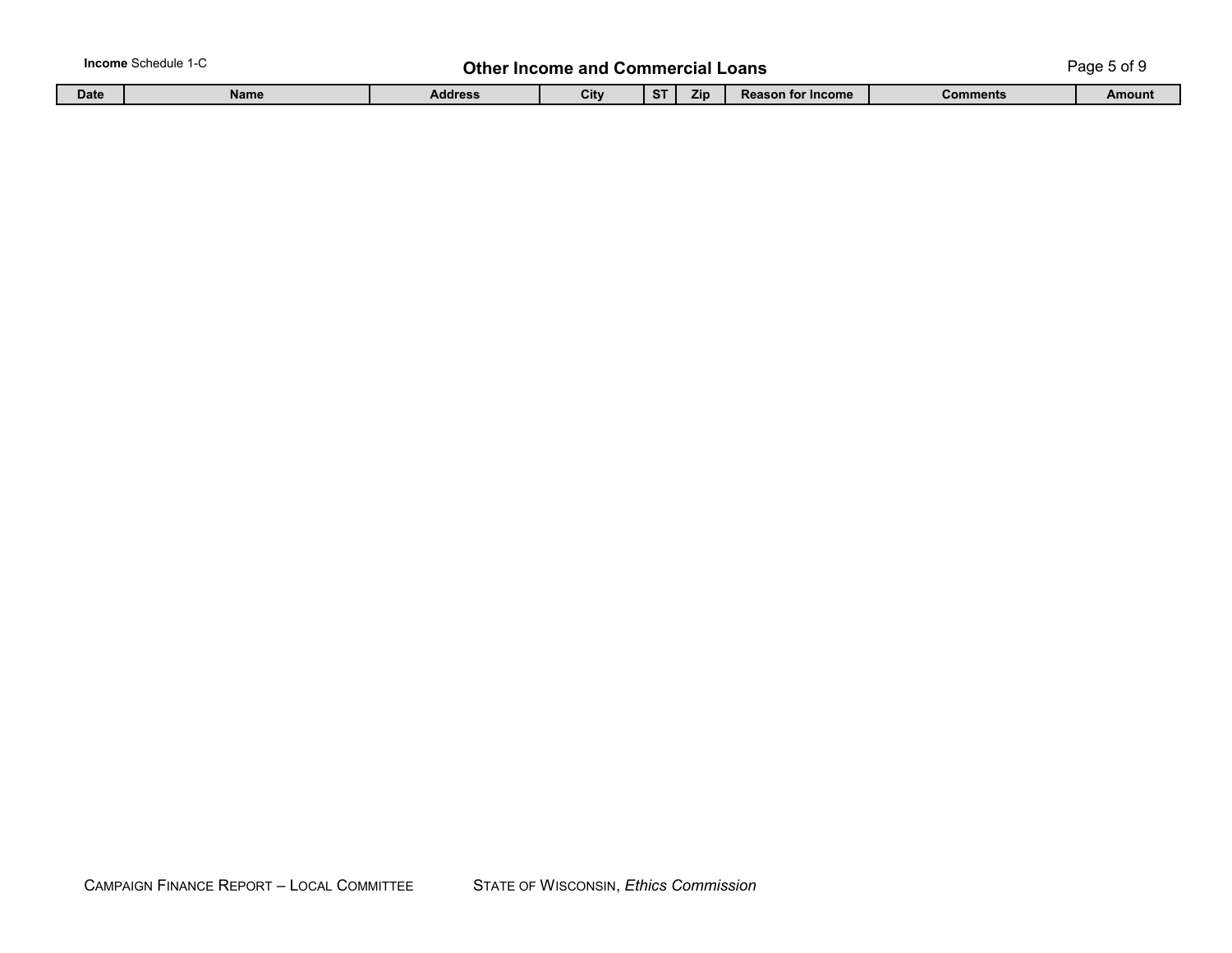**Income** Schedule 1-C

## Other Income and Commercial Loans

| Date | Name | Address | City | ST | Zip | Reason for Income | Comments | Amount |
|---|---|---|---|---|---|---|---|---|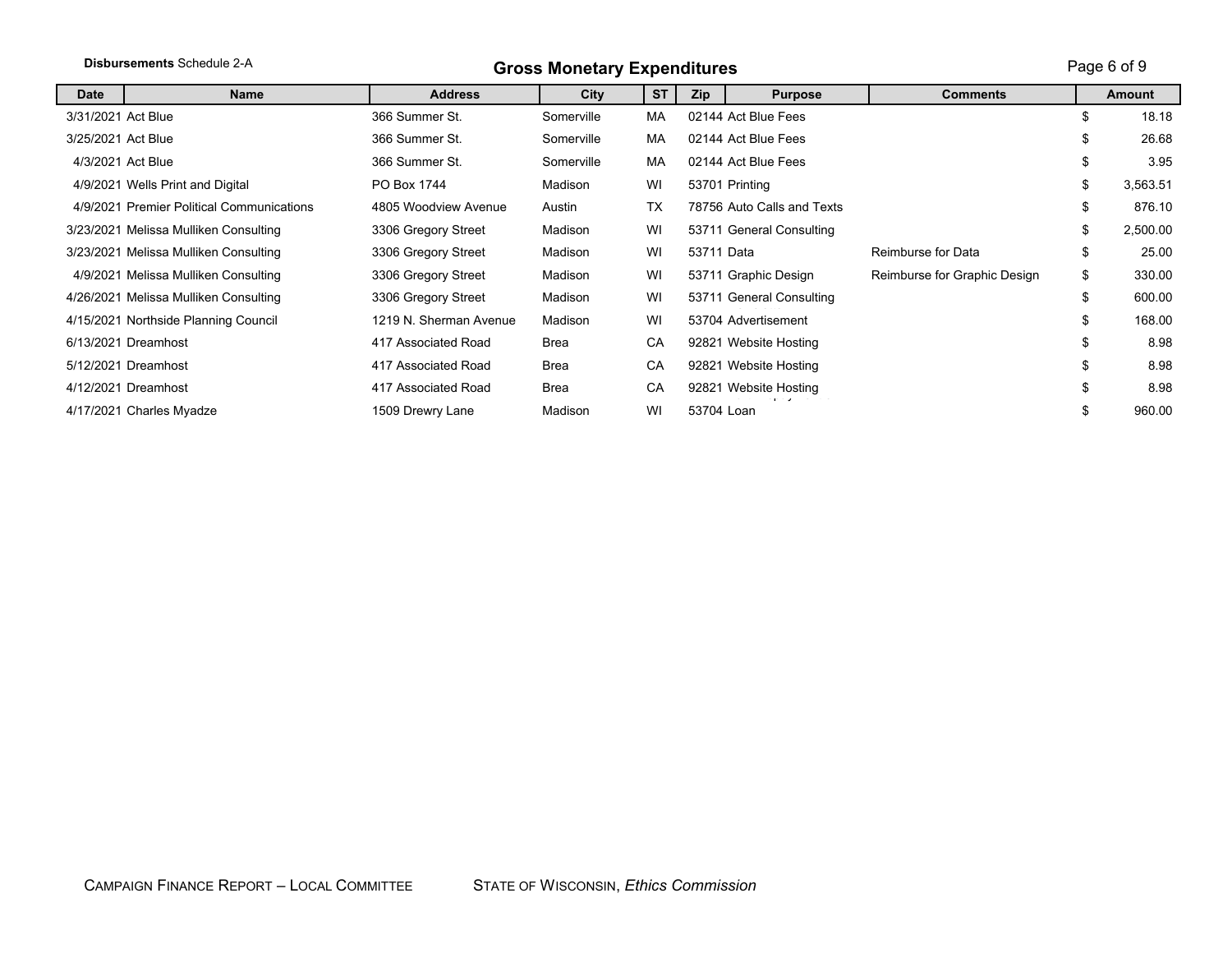**Disbursements** Schedule 2-A

## Gross Monetary Expenditures

| Date | Name | Address | City | ST | Zip | Purpose | Comments | Amount |
|---|---|---|---|---|---|---|---|---|
| 3/31/2021 | Act Blue | 366 Summer St. | Somerville | MA | 02144 | Act Blue Fees | | $ 18.18 |
| 3/25/2021 | Act Blue | 366 Summer St. | Somerville | MA | 02144 | Act Blue Fees | | $ 26.68 |
| 4/3/2021 | Act Blue | 366 Summer St. | Somerville | MA | 02144 | Act Blue Fees | | $ 3.95 |
| 4/9/2021 | Wells Print and Digital | PO Box 1744 | Madison | WI | 53701 | Printing | | $ 3,563.51 |
| 4/9/2021 | Premier Political Communications | 4805 Woodview Avenue | Austin | TX | 78756 | Auto Calls and Texts | | $ 876.10 |
| 3/23/2021 | Melissa Mulliken Consulting | 3306 Gregory Street | Madison | WI | 53711 | General Consulting | | $ 2,500.00 |
| 3/23/2021 | Melissa Mulliken Consulting | 3306 Gregory Street | Madison | WI | 53711 | Data | Reimburse for Data | $ 25.00 |
| 4/9/2021 | Melissa Mulliken Consulting | 3306 Gregory Street | Madison | WI | 53711 | Graphic Design | Reimburse for Graphic Design | $ 330.00 |
| 4/26/2021 | Melissa Mulliken Consulting | 3306 Gregory Street | Madison | WI | 53711 | General Consulting | | $ 600.00 |
| 4/15/2021 | Northside Planning Council | 1219 N. Sherman Avenue | Madison | WI | 53704 | Advertisement | | $ 168.00 |
| 6/13/2021 | Dreamhost | 417 Associated Road | Brea | CA | 92821 | Website Hosting | | $ 8.98 |
| 5/12/2021 | Dreamhost | 417 Associated Road | Brea | CA | 92821 | Website Hosting | | $ 8.98 |
| 4/12/2021 | Dreamhost | 417 Associated Road | Brea | CA | 92821 | Website Hosting | | $ 8.98 |
| 4/17/2021 | Charles Myadze | 1509 Drewry Lane | Madison | WI | 53704 | Loan | | $ 960.00 |

CAMPAIGN FINANCE REPORT – LOCAL COMMITTEE STATE OF WISCONSIN, *Ethics Commission*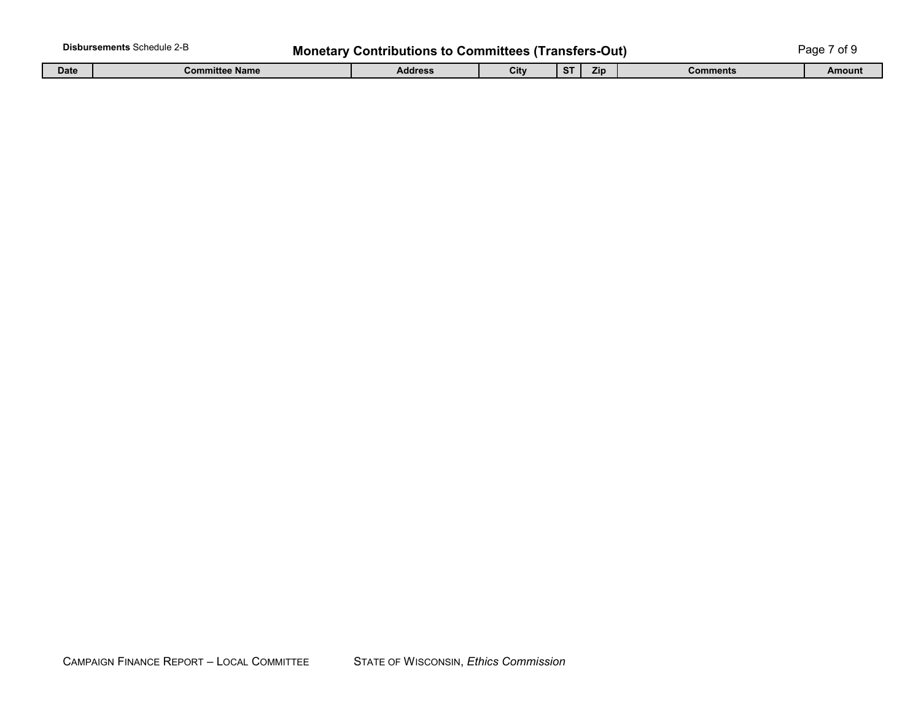**Disbursements** Schedule 2-B

## Monetary Contributions to Committees (Transfers-Out)

| Date | Committee Name | Address | City | ST | Zip | Comments | Amount |
|---|---|---|---|---|---|---|---|

CAMPAIGN FINANCE REPORT – LOCAL COMMITTEE STATE OF WISCONSIN, *Ethics Commission*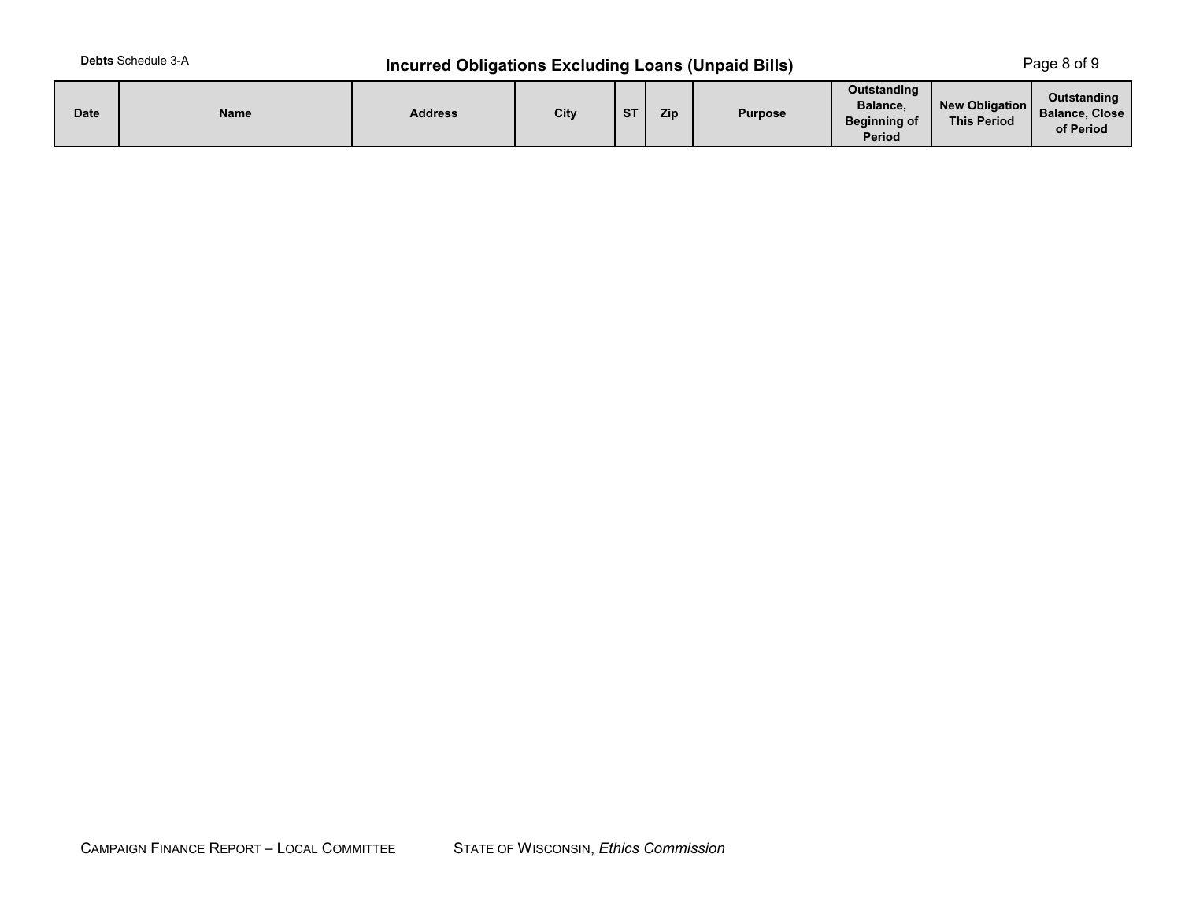**Debts** Schedule 3-A

## Incurred Obligations Excluding Loans (Unpaid Bills)

| Date | Name | Address | City | ST | Zip | Purpose | Outstanding Balance, Beginning of Period | New Obligation This Period | Outstanding Balance, Close of Period |
|---|---|---|---|---|---|---|---|---|---|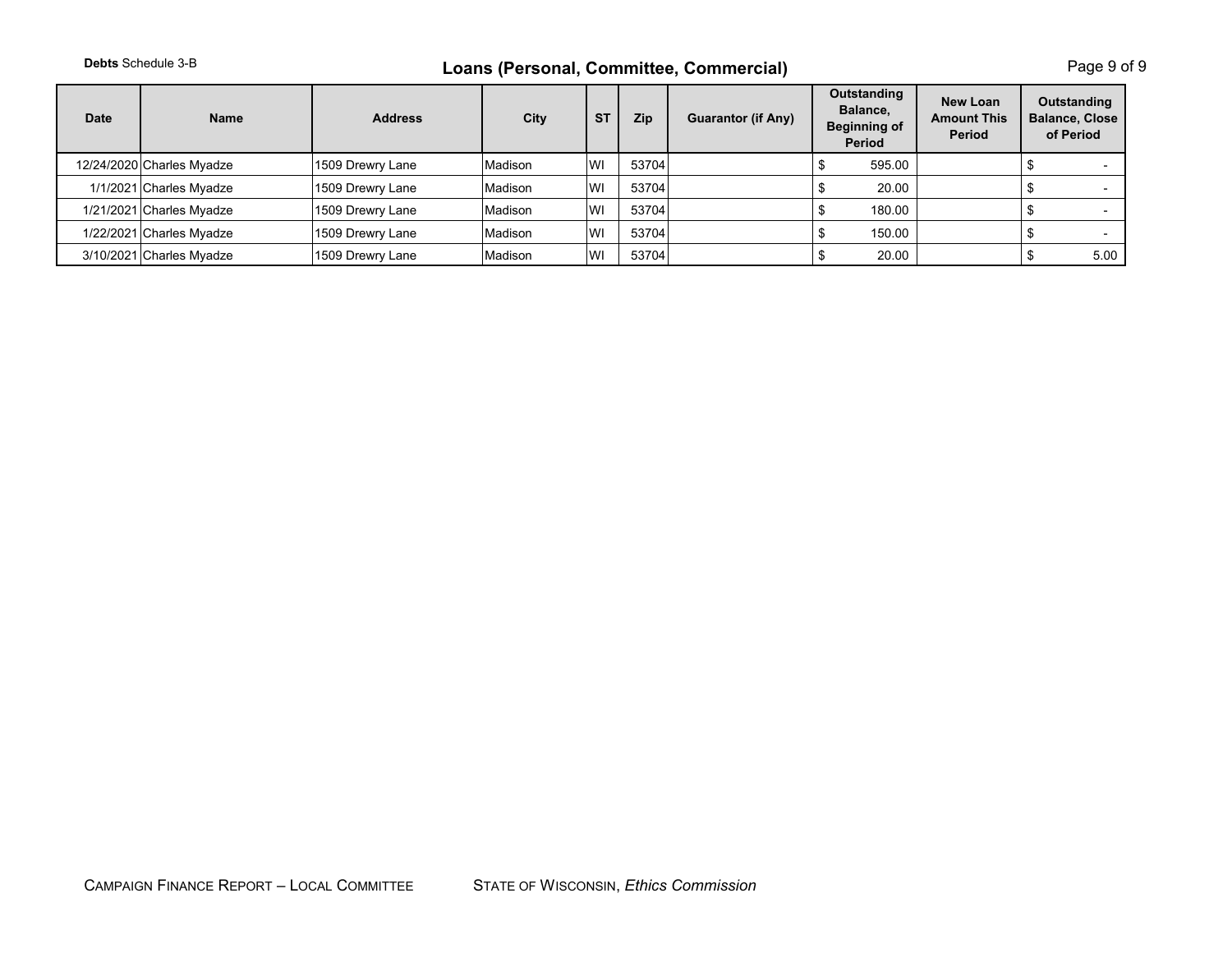**Debts** Schedule 3-B

## Loans (Personal, Committee, Commercial)

| Date | Name | Address | City | ST | Zip | Guarantor (if Any) | Outstanding Balance, Beginning of Period | New Loan Amount This Period | Outstanding Balance, Close of Period |
|---|---|---|---|---|---|---|---|---|---|
| 12/24/2020 | Charles Myadze | 1509 Drewry Lane | Madison | WI | 53704 | | $ 595.00 | | $ - |
| 1/1/2021 | Charles Myadze | 1509 Drewry Lane | Madison | WI | 53704 | | $ 20.00 | | $ - |
| 1/21/2021 | Charles Myadze | 1509 Drewry Lane | Madison | WI | 53704 | | $ 180.00 | | $ - |
| 1/22/2021 | Charles Myadze | 1509 Drewry Lane | Madison | WI | 53704 | | $ 150.00 | | $ - |
| 3/10/2021 | Charles Myadze | 1509 Drewry Lane | Madison | WI | 53704 | | $ 20.00 | | $ 5.00 |